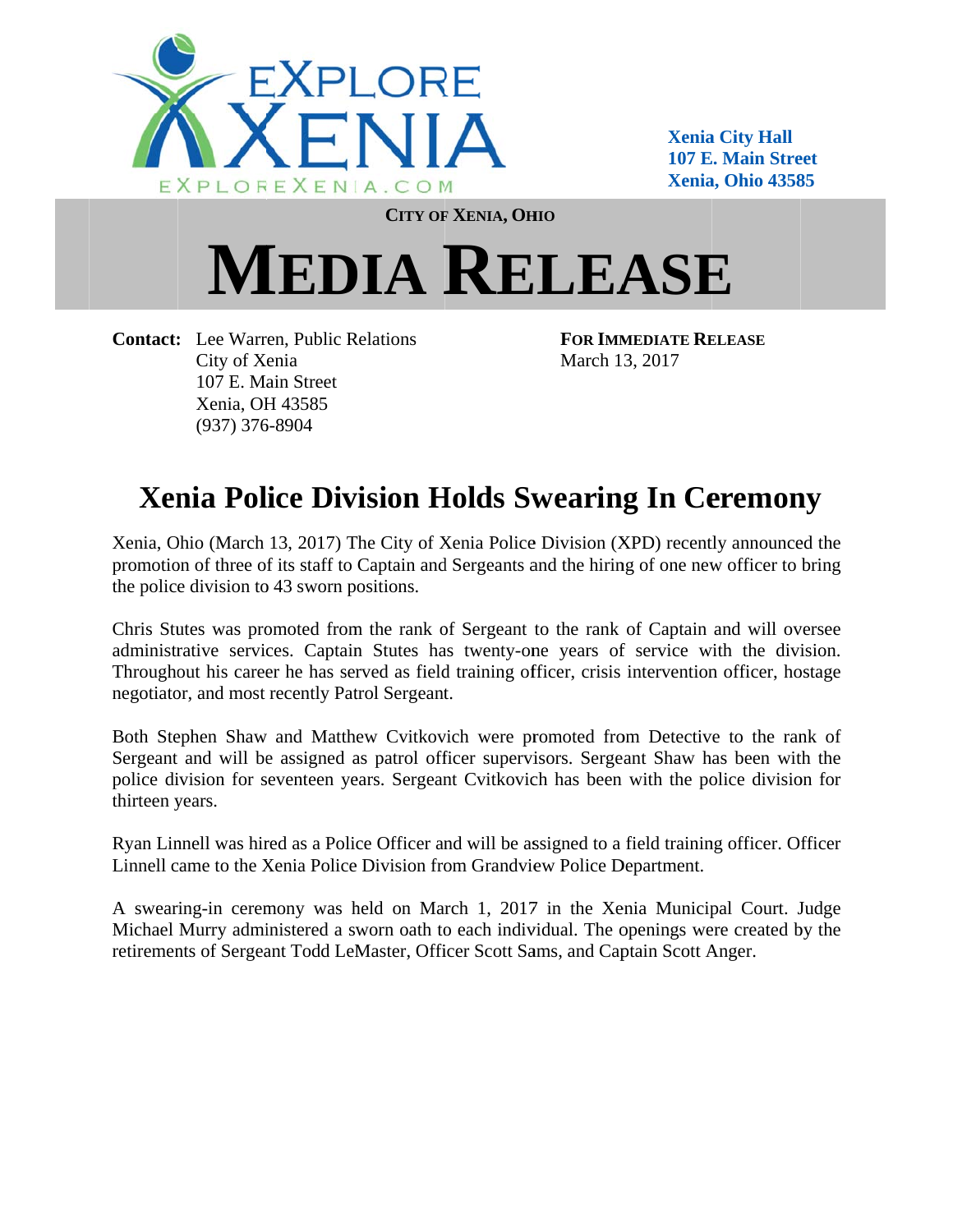EXPLORE XENIA

EXPLOREXENIA.COM

**Xenia City Hall**
**107 E. Main Street**
**Xenia, Ohio 43585**

**CITY OF XENIA, OHIO**

# MEDIA RELEASE

**Contact:** Lee Warren, Public Relations
City of Xenia
107 E. Main Street
Xenia, OH 43585
(937) 376-8904

**FOR IMMEDIATE RELEASE**
March 13, 2017

## Xenia Police Division Holds Swearing In Ceremony

Xenia, Ohio (March 13, 2017) The City of Xenia Police Division (XPD) recently announced the promotion of three of its staff to Captain and Sergeants and the hiring of one new officer to bring the police division to 43 sworn positions.

Chris Stutes was promoted from the rank of Sergeant to the rank of Captain and will oversee administrative services. Captain Stutes has twenty-one years of service with the division. Throughout his career he has served as field training officer, crisis intervention officer, hostage negotiator, and most recently Patrol Sergeant.

Both Stephen Shaw and Matthew Cvitkovich were promoted from Detective to the rank of Sergeant and will be assigned as patrol officer supervisors. Sergeant Shaw has been with the police division for seventeen years. Sergeant Cvitkovich has been with the police division for thirteen years.

Ryan Linnell was hired as a Police Officer and will be assigned to a field training officer. Officer Linnell came to the Xenia Police Division from Grandview Police Department.

A swearing-in ceremony was held on March 1, 2017 in the Xenia Municipal Court. Judge Michael Murry administered a sworn oath to each individual. The openings were created by the retirements of Sergeant Todd LeMaster, Officer Scott Sams, and Captain Scott Anger.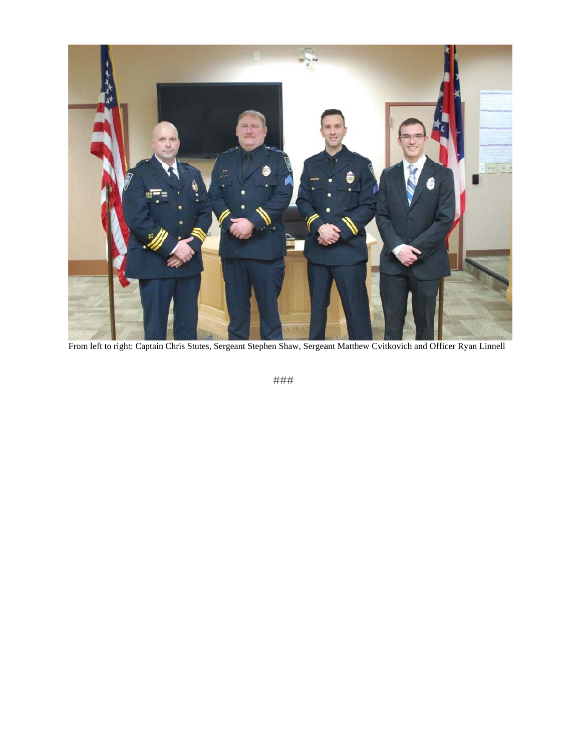From left to right: Captain Chris Stutes, Sergeant Stephen Shaw, Sergeant Matthew Cvitkovich and Officer Ryan Linnell

###